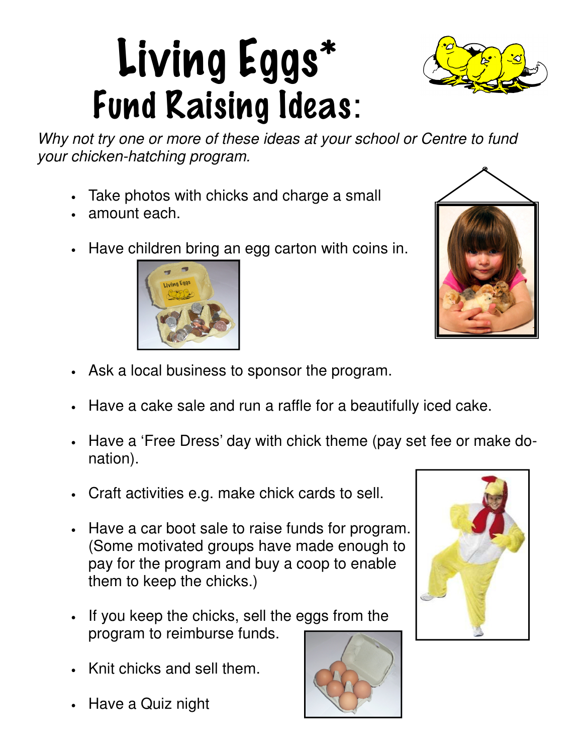# Living Eggs*
## Fund Raising Ideas:

*Why not try one or more of these ideas at your school or Centre to fund your chicken-hatching program.*

- Take photos with chicks and charge a small
- amount each.
- Have children bring an egg carton with coins in.
- Ask a local business to sponsor the program.
- Have a cake sale and run a raffle for a beautifully iced cake.
- Have a 'Free Dress' day with chick theme (pay set fee or make donation).
- Craft activities e.g. make chick cards to sell.
- Have a car boot sale to raise funds for program. (Some motivated groups have made enough to pay for the program and buy a coop to enable them to keep the chicks.)
- If you keep the chicks, sell the eggs from the program to reimburse funds.
- Knit chicks and sell them.
- Have a Quiz night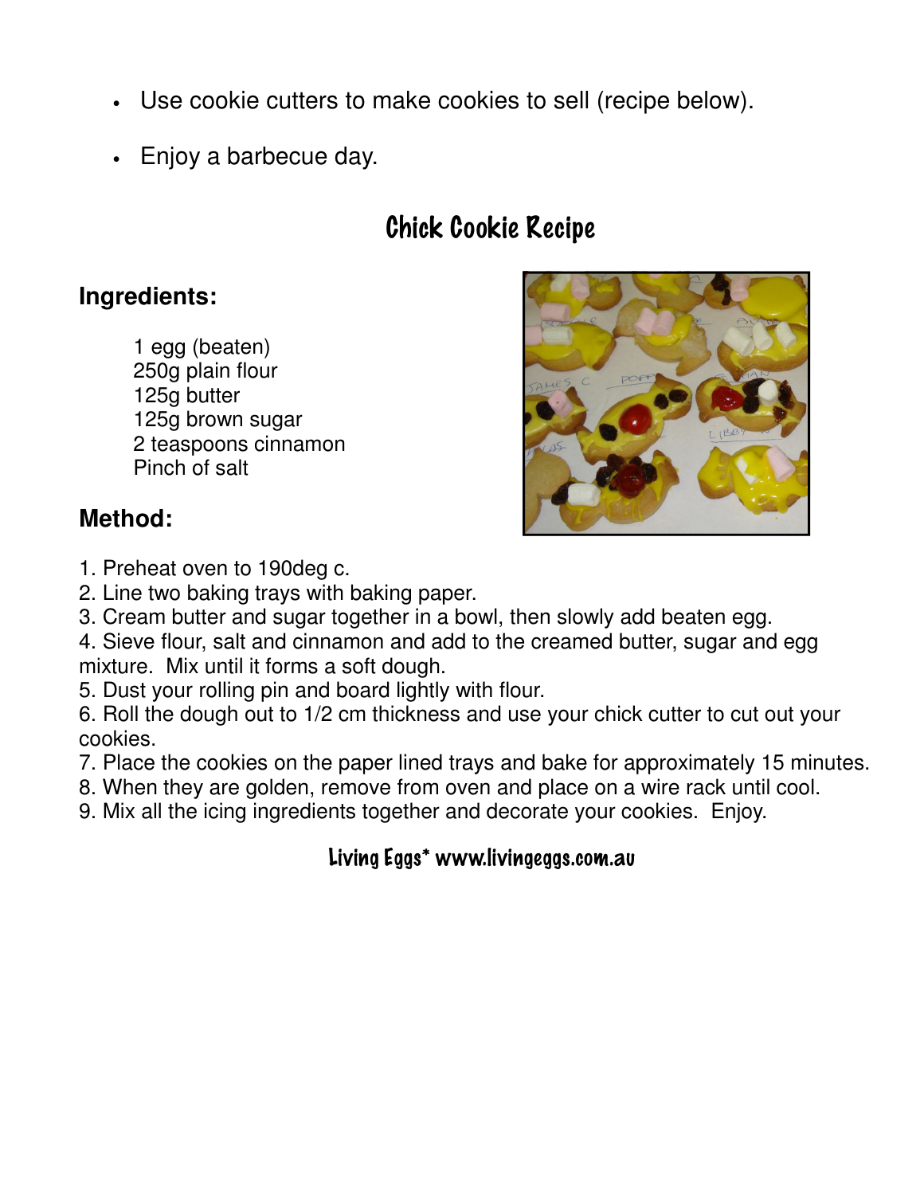- Use cookie cutters to make cookies to sell (recipe below).
- Enjoy a barbecue day.

# Chick Cookie Recipe

## Ingredients:

1 egg (beaten)
250g plain flour
125g butter
125g brown sugar
2 teaspoons cinnamon
Pinch of salt

## Method:

1. Preheat oven to 190deg c.
2. Line two baking trays with baking paper.
3. Cream butter and sugar together in a bowl, then slowly add beaten egg.
4. Sieve flour, salt and cinnamon and add to the creamed butter, sugar and egg mixture. Mix until it forms a soft dough.
5. Dust your rolling pin and board lightly with flour.
6. Roll the dough out to 1/2 cm thickness and use your chick cutter to cut out your cookies.
7. Place the cookies on the paper lined trays and bake for approximately 15 minutes.
8. When they are golden, remove from oven and place on a wire rack until cool.
9. Mix all the icing ingredients together and decorate your cookies. Enjoy.

**Living Eggs* www.livingeggs.com.au**